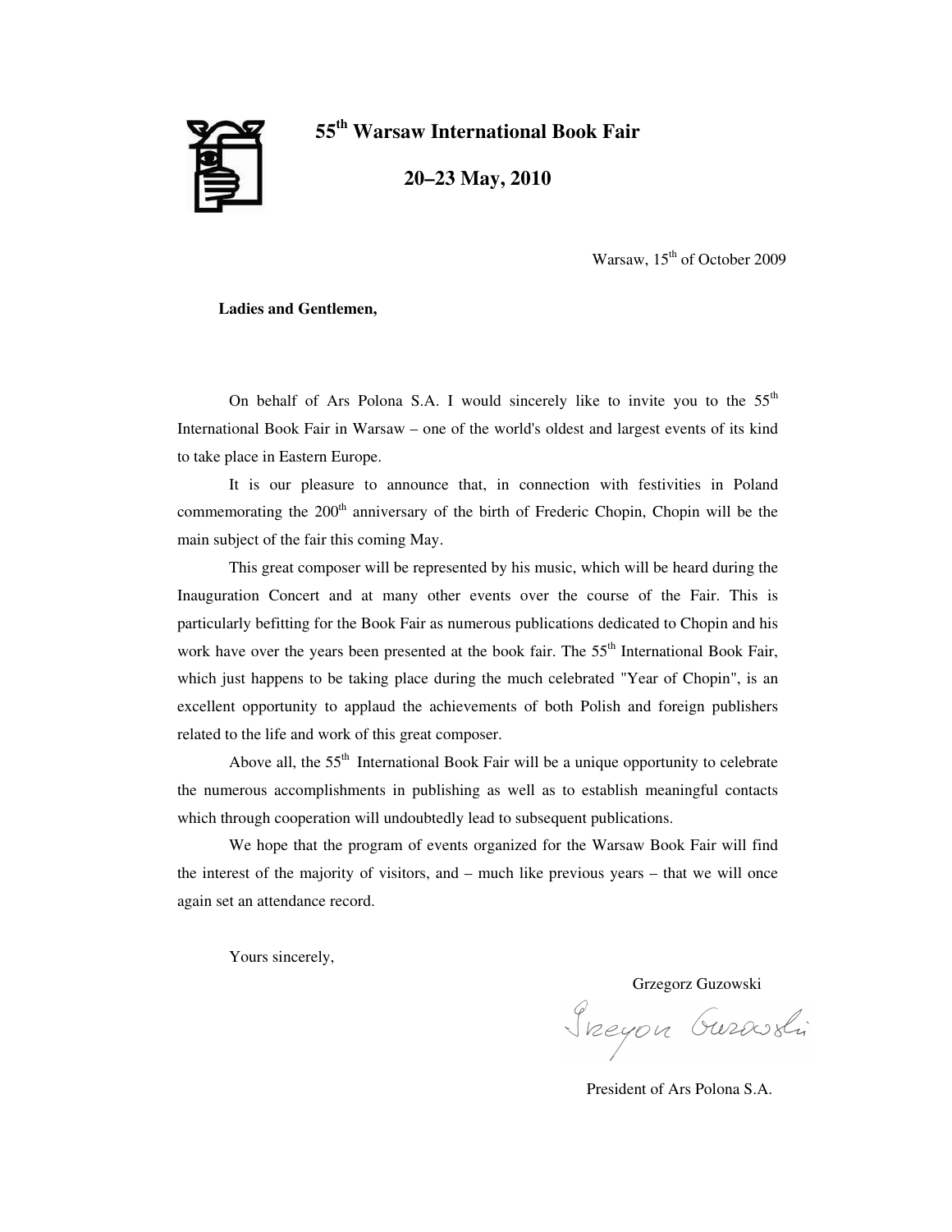# 55th Warsaw International Book Fair

## 20–23 May, 2010

Warsaw, 15th of October 2009

**Ladies and Gentlemen,**

On behalf of Ars Polona S.A. I would sincerely like to invite you to the 55th International Book Fair in Warsaw – one of the world's oldest and largest events of its kind to take place in Eastern Europe.

It is our pleasure to announce that, in connection with festivities in Poland commemorating the 200th anniversary of the birth of Frederic Chopin, Chopin will be the main subject of the fair this coming May.

This great composer will be represented by his music, which will be heard during the Inauguration Concert and at many other events over the course of the Fair. This is particularly befitting for the Book Fair as numerous publications dedicated to Chopin and his work have over the years been presented at the book fair. The 55th International Book Fair, which just happens to be taking place during the much celebrated "Year of Chopin", is an excellent opportunity to applaud the achievements of both Polish and foreign publishers related to the life and work of this great composer.

Above all, the 55th International Book Fair will be a unique opportunity to celebrate the numerous accomplishments in publishing as well as to establish meaningful contacts which through cooperation will undoubtedly lead to subsequent publications.

We hope that the program of events organized for the Warsaw Book Fair will find the interest of the majority of visitors, and – much like previous years – that we will once again set an attendance record.

Yours sincerely,

Grzegorz Guzowski

President of Ars Polona S.A.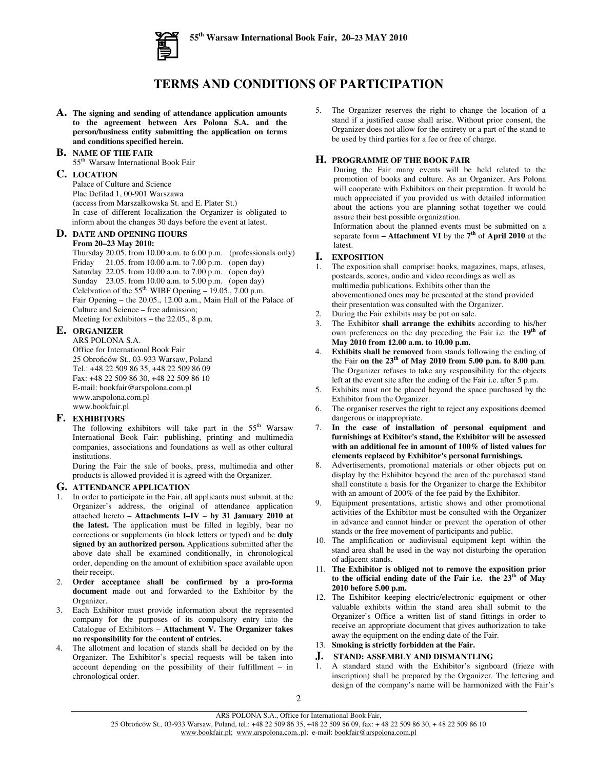# TERMS AND CONDITIONS OF PARTICIPATION

**A.** **The signing and sending of attendance application amounts to the agreement between Ars Polona S.A. and the person/business entity submitting the application on terms and conditions specified herein.**

**B.** **NAME OF THE FAIR**
55th Warsaw International Book Fair

**C.** **LOCATION**
Palace of Culture and Science
Plac Defilad 1, 00-901 Warszawa
(access from Marszałkowska St. and E. Plater St.)
In case of different localization the Organizer is obligated to inform about the changes 30 days before the event at latest.

**D.** **DATE AND OPENING HOURS**
**From 20–23 May 2010:**
Thursday 20.05. from 10.00 a.m. to 6.00 p.m. (professionals only)
Friday 21.05. from 10.00 a.m. to 7.00 p.m. (open day)
Saturday 22.05. from 10.00 a.m. to 7.00 p.m. (open day)
Sunday 23.05. from 10.00 a.m. to 5.00 p.m. (open day)
Celebration of the 55th WIBF Opening – 19.05., 7.00 p.m.
Fair Opening – the 20.05., 12.00 a.m., Main Hall of the Palace of Culture and Science – free admission;
Meeting for exhibitors – the 22.05., 8 p.m.

**E.** **ORGANIZER**
ARS POLONA S.A.
Office for International Book Fair
25 Obrońców St., 03-933 Warsaw, Poland
Tel.: +48 22 509 86 35, +48 22 509 86 09
Fax: +48 22 509 86 30, +48 22 509 86 10
E-mail: bookfair@arspolona.com.pl
www.arspolona.com.pl
www.bookfair.pl

**F.** **EXHIBITORS**
The following exhibitors will take part in the 55th Warsaw International Book Fair: publishing, printing and multimedia companies, associations and foundations as well as other cultural institutions.
During the Fair the sale of books, press, multimedia and other products is allowed provided it is agreed with the Organizer.

**G.** **ATTENDANCE APPLICATION**

1. In order to participate in the Fair, all applicants must submit, at the Organizer's address, the original of attendance application attached hereto – **Attachments I–IV** – **by 31 January 2010 at the latest.** The application must be filled in legibly, bear no corrections or supplements (in block letters or typed) and be **duly signed by an authorized person.** Applications submitted after the above date shall be examined conditionally, in chronological order, depending on the amount of exhibition space available upon their receipt.
2. **Order acceptance shall be confirmed by a pro-forma document** made out and forwarded to the Exhibitor by the Organizer.
3. Each Exhibitor must provide information about the represented company for the purposes of its compulsory entry into the Catalogue of Exhibitors – **Attachment V. The Organizer takes no responsibility for the content of entries.**
4. The allotment and location of stands shall be decided on by the Organizer. The Exhibitor's special requests will be taken into account depending on the possibility of their fulfillment – in chronological order.
5. The Organizer reserves the right to change the location of a stand if a justified cause shall arise. Without prior consent, the Organizer does not allow for the entirety or a part of the stand to be used by third parties for a fee or free of charge.

**H.** **PROGRAMME OF THE BOOK FAIR**
During the Fair many events will be held related to the promotion of books and culture. As an Organizer, Ars Polona will cooperate with Exhibitors on their preparation. It would be much appreciated if you provided us with detailed information about the actions you are planning sothat together we could assure their best possible organization.
Information about the planned events must be submitted on a separate form **– Attachment VI** by the **7th** of **April 2010** at the latest.

**I.** **EXPOSITION**

1. The exposition shall comprise: books, magazines, maps, atlases, postcards, scores, audio and video recordings as well as multimedia publications. Exhibits other than the abovementioned ones may be presented at the stand provided their presentation was consulted with the Organizer.
2. During the Fair exhibits may be put on sale.
3. The Exhibitor **shall arrange the exhibits** according to his/her own preferences on the day preceding the Fair i.e. the **19th of May 2010 from 12.00 a.m. to 10.00 p.m.**
4. **Exhibits shall be removed** from stands following the ending of the Fair **on the 23th of May 2010 from 5.00 p.m. to 8.00 p.m**. The Organizer refuses to take any responsibility for the objects left at the event site after the ending of the Fair i.e. after 5 p.m.
5. Exhibits must not be placed beyond the space purchased by the Exhibitor from the Organizer.
6. The organiser reserves the right to reject any expositions deemed dangerous or inappropriate.
7. **In the case of installation of personal equipment and furnishings at Exibitor's stand, the Exhibitor will be assessed with an additional fee in amount of 100% of listed values for elements replaced by Exhibitor's personal furnishings.**
8. Advertisements, promotional materials or other objects put on display by the Exhibitor beyond the area of the purchased stand shall constitute a basis for the Organizer to charge the Exhibitor with an amount of 200% of the fee paid by the Exhibitor.
9. Equipment presentations, artistic shows and other promotional activities of the Exhibitor must be consulted with the Organizer in advance and cannot hinder or prevent the operation of other stands or the free movement of participants and public.
10. The amplification or audiovisual equipment kept within the stand area shall be used in the way not disturbing the operation of adjacent stands.
11. **The Exhibitor is obliged not to remove the exposition prior to the official ending date of the Fair i.e. the 23th of May 2010 before 5.00 p.m.**
12. The Exhibitor keeping electric/electronic equipment or other valuable exhibits within the stand area shall submit to the Organizer's Office a written list of stand fittings in order to receive an appropriate document that gives authorization to take away the equipment on the ending date of the Fair.
13. **Smoking is strictly forbidden at the Fair.**

**J.** **STAND: ASSEMBLY AND DISMANTLING**

1. A standard stand with the Exhibitor's signboard (frieze with inscription) shall be prepared by the Organizer. The lettering and design of the company's name will be harmonized with the Fair's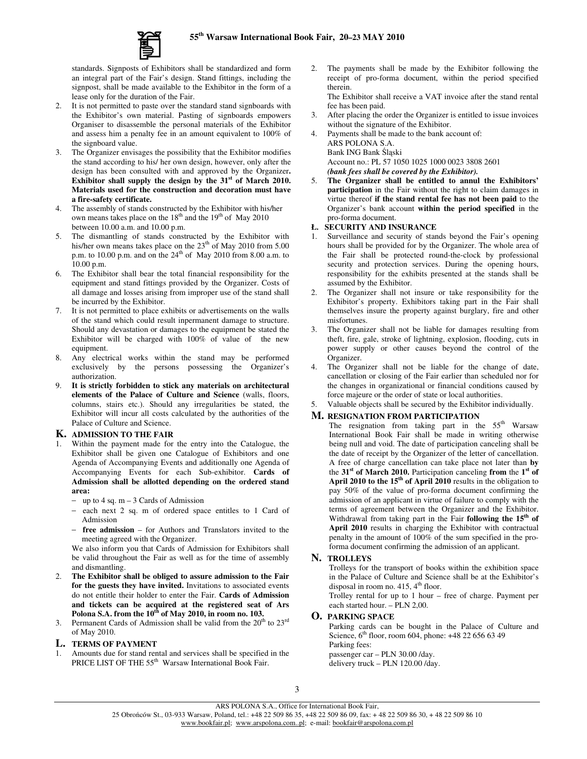standards. Signposts of Exhibitors shall be standardized and form an integral part of the Fair's design. Stand fittings, including the signpost, shall be made available to the Exhibitor in the form of a lease only for the duration of the Fair.

2. It is not permitted to paste over the standard stand signboards with the Exhibitor's own material. Pasting of signboards empowers Organiser to disassemble the personal materials of the Exhibitor and assess him a penalty fee in an amount equivalent to 100% of the signboard value.
3. The Organizer envisages the possibility that the Exhibitor modifies the stand according to his/ her own design, however, only after the design has been consulted with and approved by the Organizer**. Exhibitor shall supply the design by the 31st of March 2010. Materials used for the construction and decoration must have a fire-safety certificate.**
4. The assembly of stands constructed by the Exhibitor with his/her own means takes place on the 18th and the 19th of May 2010 between 10.00 a.m. and 10.00 p.m.
5. The dismantling of stands constructed by the Exhibitor with his/her own means takes place on the 23th of May 2010 from 5.00 p.m. to 10.00 p.m. and on the 24th of May 2010 from 8.00 a.m. to 10.00 p.m.
6. The Exhibitor shall bear the total financial responsibility for the equipment and stand fittings provided by the Organizer. Costs of all damage and losses arising from improper use of the stand shall be incurred by the Exhibitor.
7. It is not permitted to place exhibits or advertisements on the walls of the stand which could result inpermanent damage to structure. Should any devastation or damages to the equipment be stated the Exhibitor will be charged with 100% of value of the new equipment.
8. Any electrical works within the stand may be performed exclusively by the persons possessing the Organizer's authorization.
9. **It is strictly forbidden to stick any materials on architectural elements of the Palace of Culture and Science** (walls, floors, columns, stairs etc.). Should any irregularities be stated, the Exhibitor will incur all costs calculated by the authorities of the Palace of Culture and Science.

## K. ADMISSION TO THE FAIR

1. Within the payment made for the entry into the Catalogue, the Exhibitor shall be given one Catalogue of Exhibitors and one Agenda of Accompanying Events and additionally one Agenda of Accompanying Events for each Sub-exhibitor. **Cards of Admission shall be allotted depending on the ordered stand area:**
   - up to 4 sq. m – 3 Cards of Admission
   - each next 2 sq. m of ordered space entitles to 1 Card of Admission
   - **free admission** – for Authors and Translators invited to the meeting agreed with the Organizer.

   We also inform you that Cards of Admission for Exhibitors shall be valid throughout the Fair as well as for the time of assembly and dismantling.
2. **The Exhibitor shall be obliged to assure admission to the Fair for the guests they have invited.** Invitations to associated events do not entitle their holder to enter the Fair. **Cards of Admission and tickets can be acquired at the registered seat of Ars Polona S.A. from the 10th of May 2010, in room no. 103.**
3. Permanent Cards of Admission shall be valid from the 20th to 23rd of May 2010.

## L. TERMS OF PAYMENT

1. Amounts due for stand rental and services shall be specified in the PRICE LIST OF THE 55th Warsaw International Book Fair.
2. The payments shall be made by the Exhibitor following the receipt of pro-forma document, within the period specified therein.
   The Exhibitor shall receive a VAT invoice after the stand rental fee has been paid.
3. After placing the order the Organizer is entitled to issue invoices without the signature of the Exhibitor.
4. Payments shall be made to the bank account of:
   ARS POLONA S.A.
   Bank ING Bank Śląski
   Account no.: PL 57 1050 1025 1000 0023 3808 2601
   ***(bank fees shall be covered by the Exhibitor).***
5. **The Organizer shall be entitled to annul the Exhibitors' participation** in the Fair without the right to claim damages in virtue thereof **if the stand rental fee has not been paid** to the Organizer's bank account **within the period specified** in the pro-forma document.

## Ł. SECURITY AND INSURANCE

1. Surveillance and security of stands beyond the Fair's opening hours shall be provided for by the Organizer. The whole area of the Fair shall be protected round-the-clock by professional security and protection services. During the opening hours, responsibility for the exhibits presented at the stands shall be assumed by the Exhibitor.
2. The Organizer shall not insure or take responsibility for the Exhibitor's property. Exhibitors taking part in the Fair shall themselves insure the property against burglary, fire and other misfortunes.
3. The Organizer shall not be liable for damages resulting from theft, fire, gale, stroke of lightning, explosion, flooding, cuts in power supply or other causes beyond the control of the Organizer.
4. The Organizer shall not be liable for the change of date, cancellation or closing of the Fair earlier than scheduled nor for the changes in organizational or financial conditions caused by force majeure or the order of state or local authorities.
5. Valuable objects shall be secured by the Exhibitor individually.

## M. RESIGNATION FROM PARTICIPATION

The resignation from taking part in the 55th Warsaw International Book Fair shall be made in writing otherwise being null and void. The date of participation canceling shall be the date of receipt by the Organizer of the letter of cancellation. A free of charge cancellation can take place not later than **by** the **31st of March 2010.** Participation canceling **from** the **1st of April 2010 to the 15th of April 2010** results in the obligation to pay 50% of the value of pro-forma document confirming the admission of an applicant in virtue of failure to comply with the terms of agreement between the Organizer and the Exhibitor. Withdrawal from taking part in the Fair **following the 15th of April 2010** results in charging the Exhibitor with contractual penalty in the amount of 100% of the sum specified in the pro-forma document confirming the admission of an applicant.

## N. TROLLEYS

Trolleys for the transport of books within the exhibition space in the Palace of Culture and Science shall be at the Exhibitor's disposal in room no. 415, 4th floor.

Trolley rental for up to 1 hour – free of charge. Payment per each started hour. – PLN 2,00.

## O. PARKING SPACE

Parking cards can be bought in the Palace of Culture and Science, 6th floor, room 604, phone: +48 22 656 63 49

Parking fees:

passenger car – PLN 30.00 /day.

delivery truck – PLN 120.00 /day.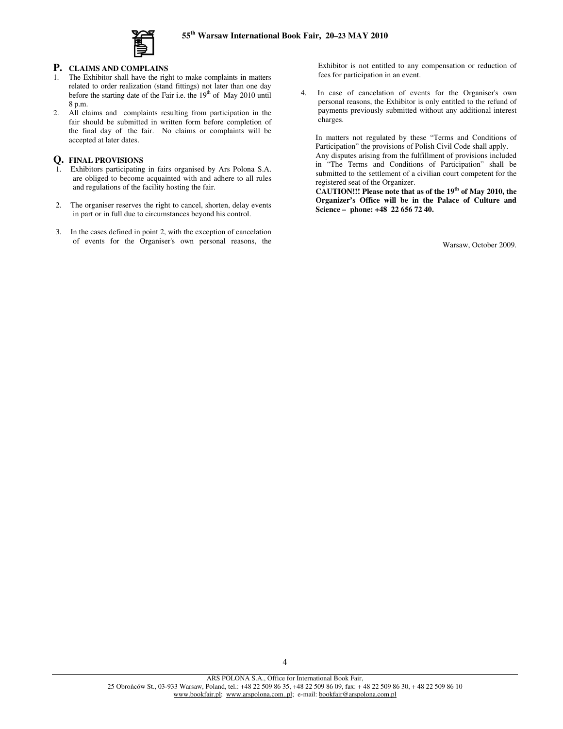## P. CLAIMS AND COMPLAINS

1. The Exhibitor shall have the right to make complaints in matters related to order realization (stand fittings) not later than one day before the starting date of the Fair i.e. the 19th of May 2010 until 8 p.m.
2. All claims and complaints resulting from participation in the fair should be submitted in written form before completion of the final day of the fair. No claims or complaints will be accepted at later dates.

## Q. FINAL PROVISIONS

1. Exhibitors participating in fairs organised by Ars Polona S.A. are obliged to become acquainted with and adhere to all rules and regulations of the facility hosting the fair.
2. The organiser reserves the right to cancel, shorten, delay events in part or in full due to circumstances beyond his control.
3. In the cases defined in point 2, with the exception of cancelation of events for the Organiser's own personal reasons, the Exhibitor is not entitled to any compensation or reduction of fees for participation in an event.
4. In case of cancelation of events for the Organiser's own personal reasons, the Exhibitor is only entitled to the refund of payments previously submitted without any additional interest charges.

In matters not regulated by these "Terms and Conditions of Participation" the provisions of Polish Civil Code shall apply.

Any disputes arising from the fulfillment of provisions included in "The Terms and Conditions of Participation" shall be submitted to the settlement of a civilian court competent for the registered seat of the Organizer.

**CAUTION!!! Please note that as of the 19th of May 2010, the Organizer's Office will be in the Palace of Culture and Science – phone: +48 22 656 72 40.**

Warsaw, October 2009.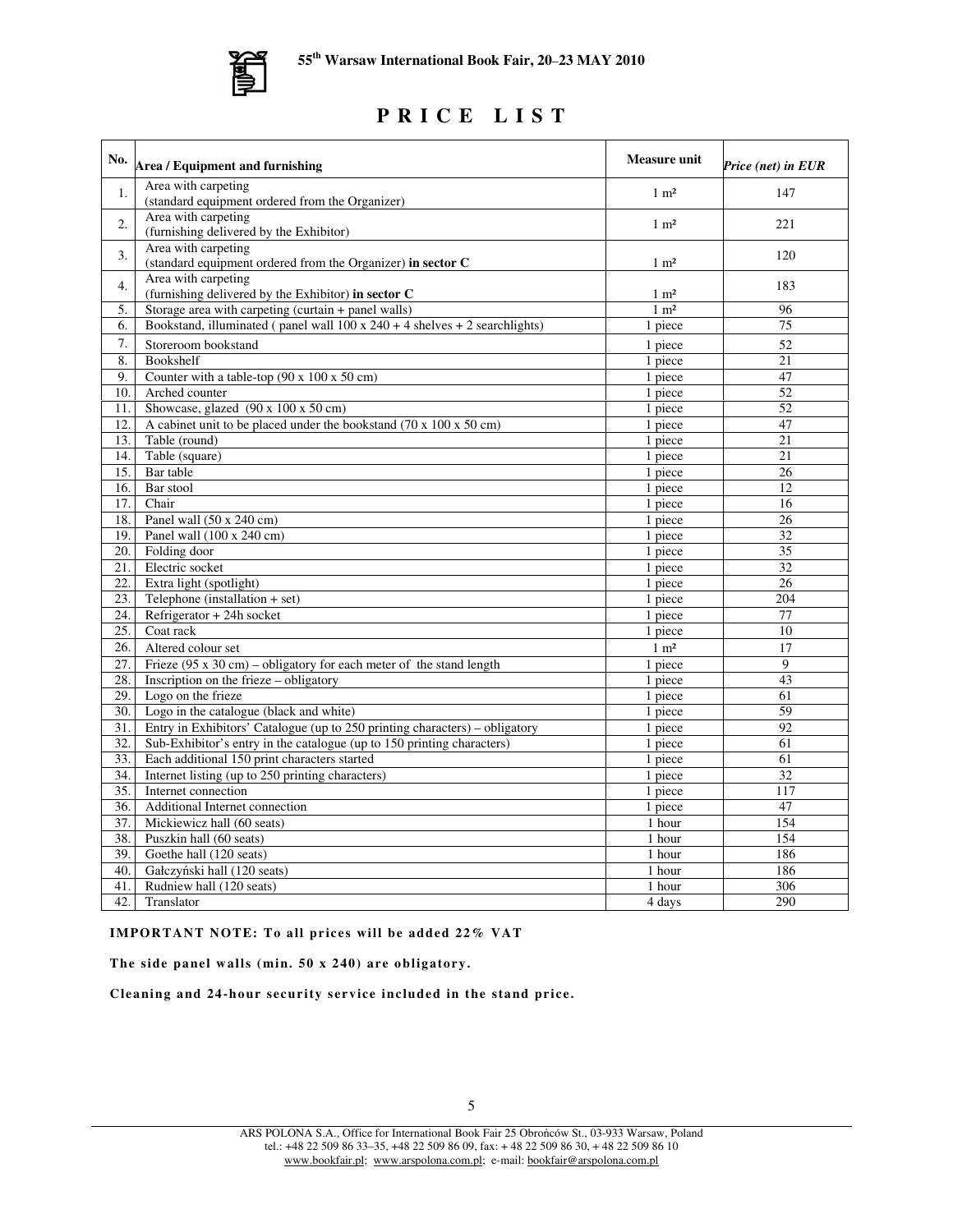**55th Warsaw International Book Fair, 20–23 MAY 2010**

# PRICE LIST

| No. | Area / Equipment and furnishing | Measure unit | *Price (net) in EUR* |
|---|---|---|---|
| 1. | Area with carpeting (standard equipment ordered from the Organizer) | 1 m² | 147 |
| 2. | Area with carpeting (furnishing delivered by the Exhibitor) | 1 m² | 221 |
| 3. | Area with carpeting (standard equipment ordered from the Organizer) **in sector C** | 1 m² | 120 |
| 4. | Area with carpeting (furnishing delivered by the Exhibitor) **in sector C** | 1 m² | 183 |
| 5. | Storage area with carpeting (curtain + panel walls) | 1 m² | 96 |
| 6. | Bookstand, illuminated ( panel wall 100 x 240 + 4 shelves + 2 searchlights) | 1 piece | 75 |
| 7. | Storeroom bookstand | 1 piece | 52 |
| 8. | Bookshelf | 1 piece | 21 |
| 9. | Counter with a table-top (90 x 100 x 50 cm) | 1 piece | 47 |
| 10. | Arched counter | 1 piece | 52 |
| 11. | Showcase, glazed (90 x 100 x 50 cm) | 1 piece | 52 |
| 12. | A cabinet unit to be placed under the bookstand (70 x 100 x 50 cm) | 1 piece | 47 |
| 13. | Table (round) | 1 piece | 21 |
| 14. | Table (square) | 1 piece | 21 |
| 15. | Bar table | 1 piece | 26 |
| 16. | Bar stool | 1 piece | 12 |
| 17. | Chair | 1 piece | 16 |
| 18. | Panel wall (50 x 240 cm) | 1 piece | 26 |
| 19. | Panel wall (100 x 240 cm) | 1 piece | 32 |
| 20. | Folding door | 1 piece | 35 |
| 21. | Electric socket | 1 piece | 32 |
| 22. | Extra light (spotlight) | 1 piece | 26 |
| 23. | Telephone (installation + set) | 1 piece | 204 |
| 24. | Refrigerator + 24h socket | 1 piece | 77 |
| 25. | Coat rack | 1 piece | 10 |
| 26. | Altered colour set | 1 m² | 17 |
| 27. | Frieze (95 x 30 cm) – obligatory for each meter of the stand length | 1 piece | 9 |
| 28. | Inscription on the frieze – obligatory | 1 piece | 43 |
| 29. | Logo on the frieze | 1 piece | 61 |
| 30. | Logo in the catalogue (black and white) | 1 piece | 59 |
| 31. | Entry in Exhibitors' Catalogue (up to 250 printing characters) – obligatory | 1 piece | 92 |
| 32. | Sub-Exhibitor's entry in the catalogue (up to 150 printing characters) | 1 piece | 61 |
| 33. | Each additional 150 print characters started | 1 piece | 61 |
| 34. | Internet listing (up to 250 printing characters) | 1 piece | 32 |
| 35. | Internet connection | 1 piece | 117 |
| 36. | Additional Internet connection | 1 piece | 47 |
| 37. | Mickiewicz hall (60 seats) | 1 hour | 154 |
| 38. | Puszkin hall (60 seats) | 1 hour | 154 |
| 39. | Goethe hall (120 seats) | 1 hour | 186 |
| 40. | Gałczyński hall (120 seats) | 1 hour | 186 |
| 41. | Rudniew hall (120 seats) | 1 hour | 306 |
| 42. | Translator | 4 days | 290 |

**IMPORTANT NOTE: To all prices will be added 22% VAT**

**The side panel walls (min. 50 x 240) are obligatory.**

**Cleaning and 24-hour security service included in the stand price.**

ARS POLONA S.A., Office for International Book Fair 25 Obrońców St., 03-933 Warsaw, Poland
tel.: +48 22 509 86 33–35, +48 22 509 86 09, fax: + 48 22 509 86 30, + 48 22 509 86 10
www.bookfair.pl; www.arspolona.com.pl; e-mail: bookfair@arspolona.com.pl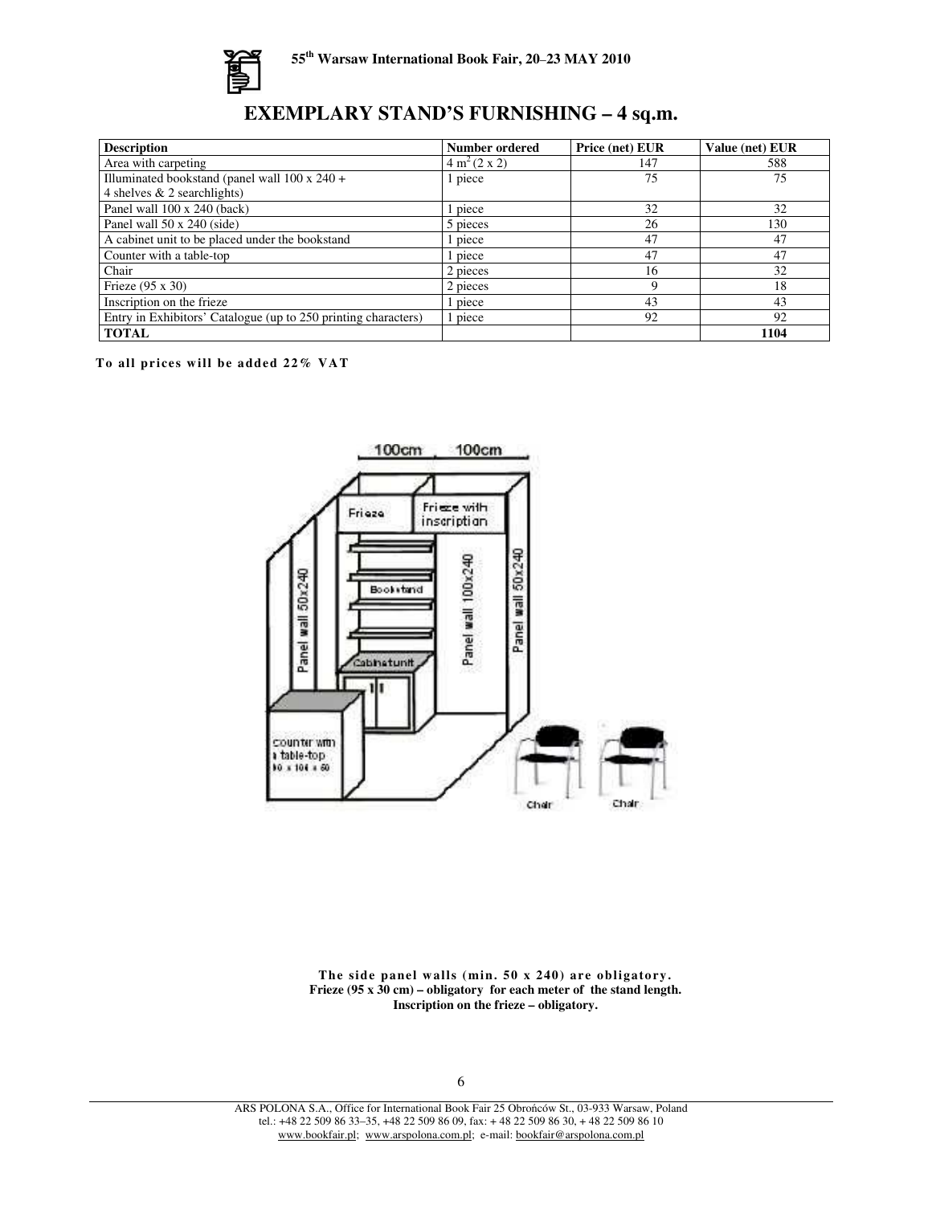# EXEMPLARY STAND'S FURNISHING – 4 sq.m.

| Description | Number ordered | Price (net) EUR | Value (net) EUR |
|---|---|---|---|
| Area with carpeting | 4 $m^2$ (2 x 2) | 147 | 588 |
| Illuminated bookstand (panel wall 100 x 240 + 4 shelves & 2 searchlights) | 1 piece | 75 | 75 |
| Panel wall 100 x 240 (back) | 1 piece | 32 | 32 |
| Panel wall 50 x 240 (side) | 5 pieces | 26 | 130 |
| A cabinet unit to be placed under the bookstand | 1 piece | 47 | 47 |
| Counter with a table-top | 1 piece | 47 | 47 |
| Chair | 2 pieces | 16 | 32 |
| Frieze (95 x 30) | 2 pieces | 9 | 18 |
| Inscription on the frieze | 1 piece | 43 | 43 |
| Entry in Exhibitors' Catalogue (up to 250 printing characters) | 1 piece | 92 | 92 |
| **TOTAL** | | | **1104** |

**To all prices will be added 22% VAT**

100cm 100cm

Frieze | Frieze with inscription

Panel wall 50x240 | Bookstand | Panel wall 100x240 | Panel wall 50x240

Cabinet unit

counter with a table-top 90 x 100 x 60

Chair Chair

**The side panel walls (min. 50 x 240) are obligatory.**
**Frieze (95 x 30 cm) – obligatory for each meter of the stand length.**
**Inscription on the frieze – obligatory.**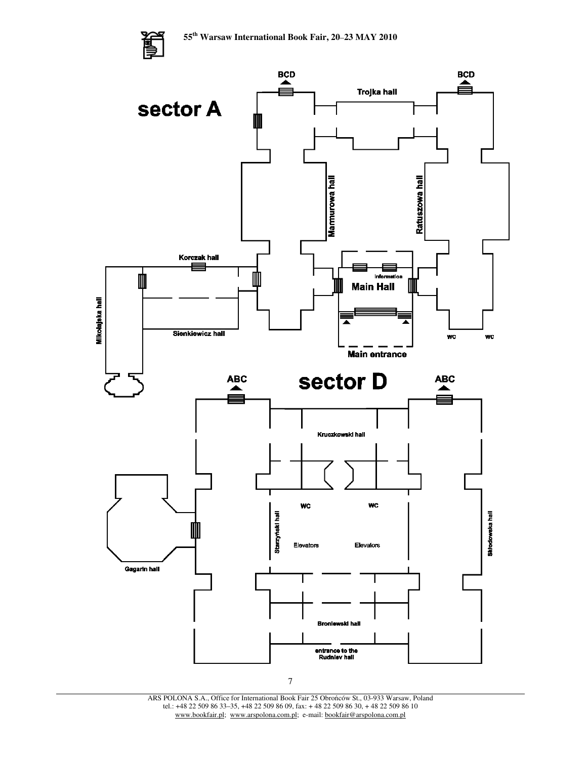# sector A

BCD

BCD

Trojka hall

Marmurowa hall

Ratuszowa hall

Korczak hall

Information

Main Hall

Mikołajska hall

Sienkiewicz hall

WC

WC

Main entrance

# sector D

ABC

ABC

Kruczkowski hall

WC

WC

Starzyński hall

Elevators

Elevators

Skłodowska hall

Gagarin hall

Broniewski hall

entrance to the Rudniev hall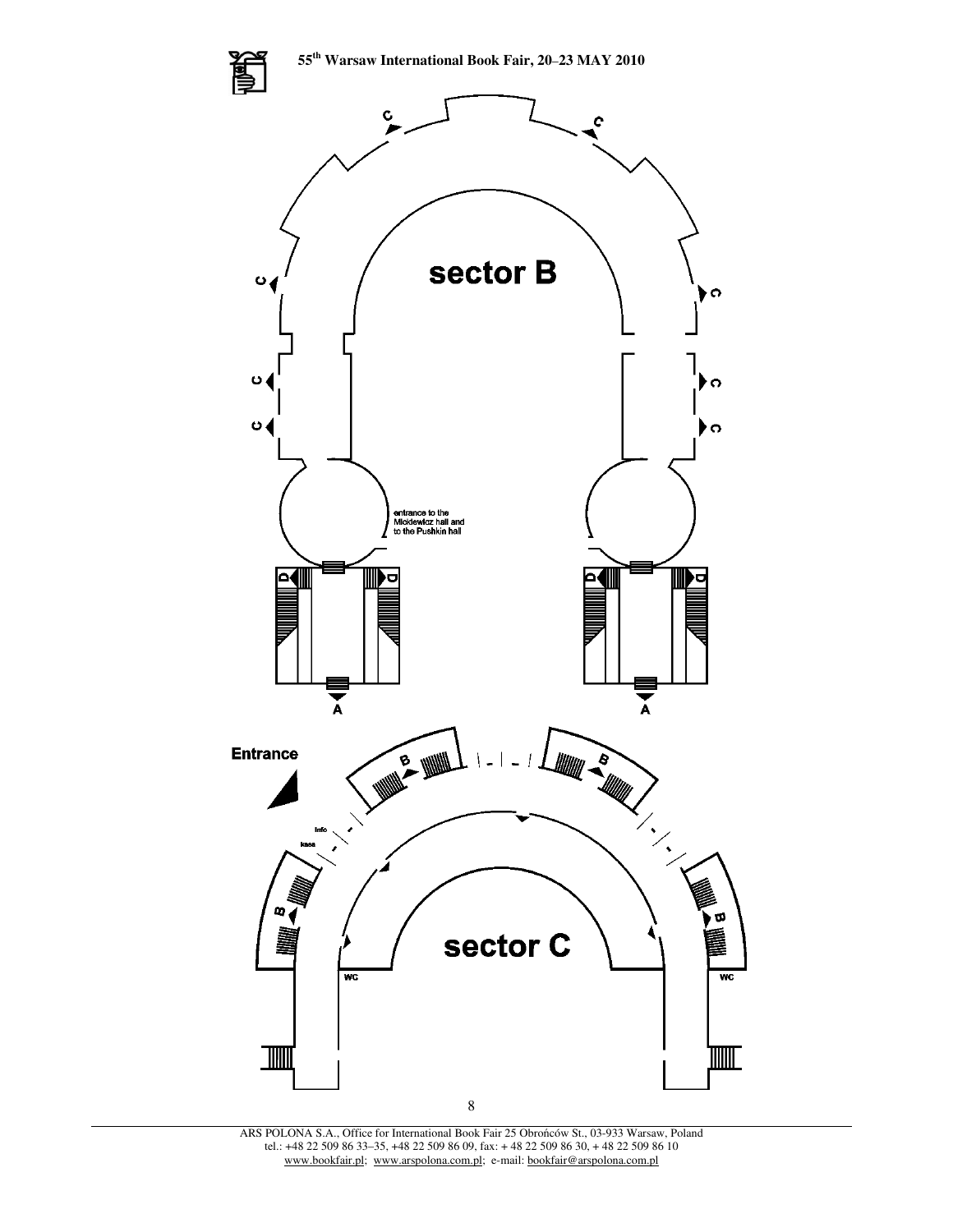sector B

entrance to the Mickiewicz hall and to the Pushkin hall

Entrance

Info

kasa

sector C

WC

WC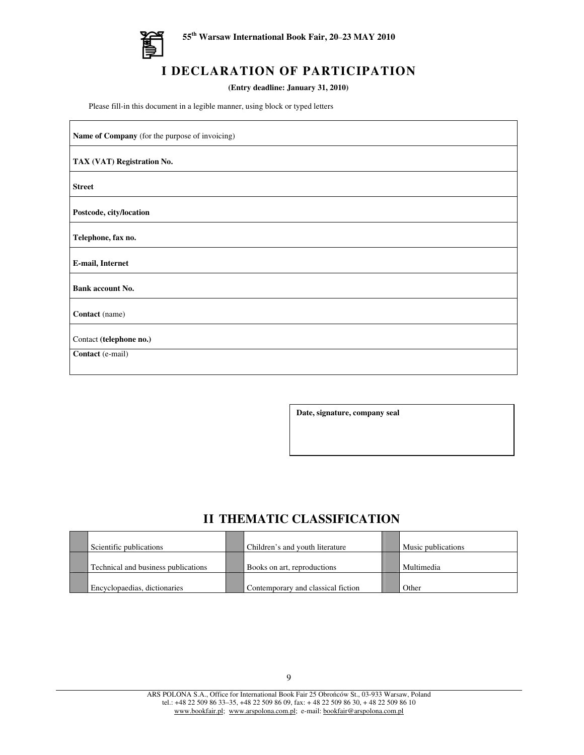**55th Warsaw International Book Fair, 20–23 MAY 2010**

# I DECLARATION OF PARTICIPATION

**(Entry deadline: January 31, 2010)**

Please fill-in this document in a legible manner, using block or typed letters

| |
|---|
| **Name of Company** (for the purpose of invoicing) |
| **TAX (VAT) Registration No.** |
| **Street** |
| **Postcode, city/location** |
| **Telephone, fax no.** |
| **E-mail, Internet** |
| **Bank account No.** |
| **Contact** (name) |
| Contact **(telephone no.)** |
| **Contact** (e-mail) |

| |
|---|
| **Date, signature, company seal** |

# II THEMATIC CLASSIFICATION

| | | | | | |
|---|---|---|---|---|---|
| | Scientific publications | | Children's and youth literature | | Music publications |
| | Technical and business publications | | Books on art, reproductions | | Multimedia |
| | Encyclopaedias, dictionaries | | Contemporary and classical fiction | | Other |

ARS POLONA S.A., Office for International Book Fair 25 Obrońców St., 03-933 Warsaw, Poland
tel.: +48 22 509 86 33–35, +48 22 509 86 09, fax: + 48 22 509 86 30, + 48 22 509 86 10
www.bookfair.pl; www.arspolona.com.pl; e-mail: bookfair@arspolona.com.pl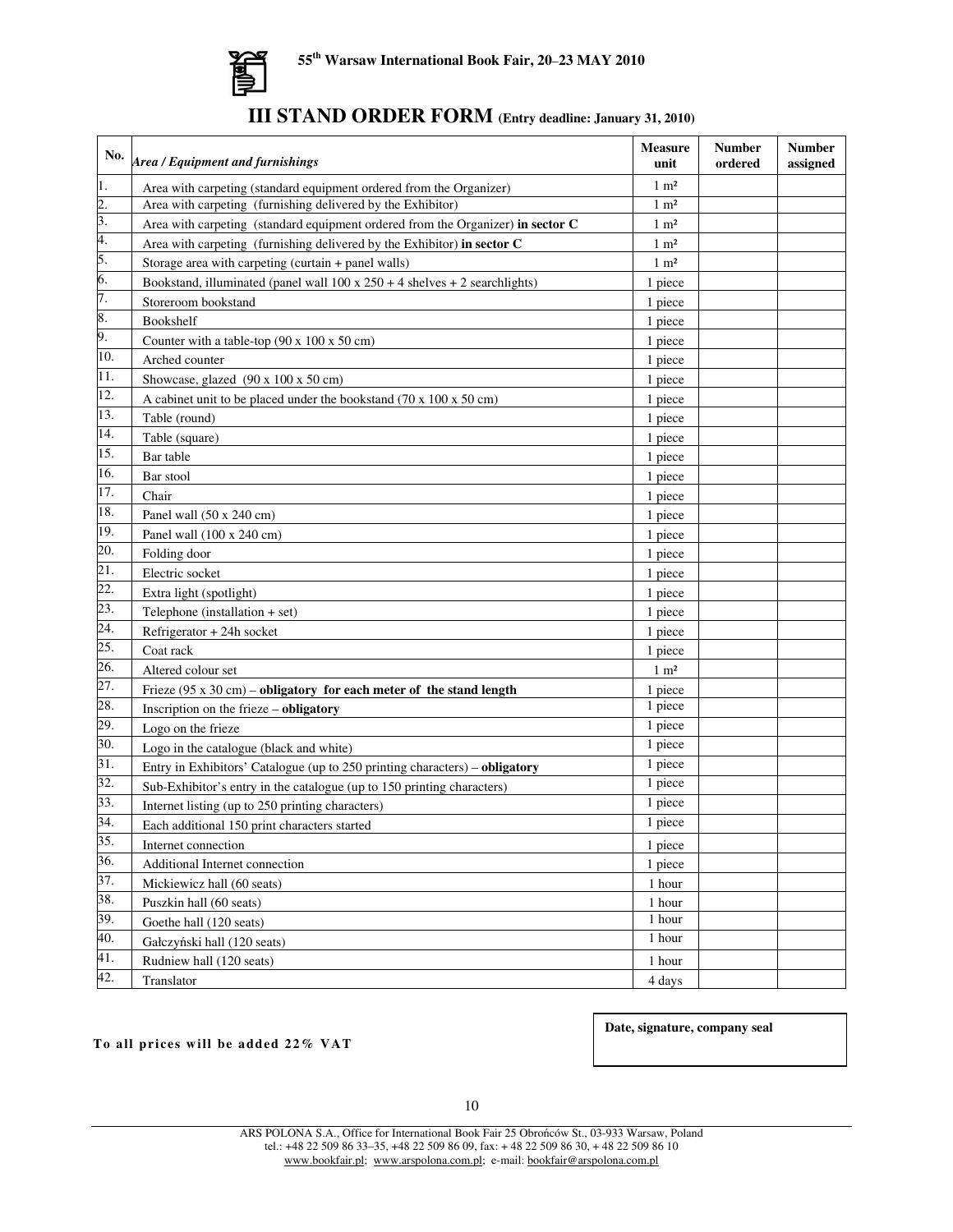**55th Warsaw International Book Fair, 20–23 MAY 2010**

# III STAND ORDER FORM (Entry deadline: January 31, 2010)

| No. | *Area / Equipment and furnishings* | Measure unit | Number ordered | Number assigned |
|---|---|---|---|---|
| 1. | Area with carpeting (standard equipment ordered from the Organizer) | 1 m² | | |
| 2. | Area with carpeting (furnishing delivered by the Exhibitor) | 1 m² | | |
| 3. | Area with carpeting (standard equipment ordered from the Organizer) **in sector C** | 1 m² | | |
| 4. | Area with carpeting (furnishing delivered by the Exhibitor) **in sector C** | 1 m² | | |
| 5. | Storage area with carpeting (curtain + panel walls) | 1 m² | | |
| 6. | Bookstand, illuminated (panel wall 100 x 250 + 4 shelves + 2 searchlights) | 1 piece | | |
| 7. | Storeroom bookstand | 1 piece | | |
| 8. | Bookshelf | 1 piece | | |
| 9. | Counter with a table-top (90 x 100 x 50 cm) | 1 piece | | |
| 10. | Arched counter | 1 piece | | |
| 11. | Showcase, glazed (90 x 100 x 50 cm) | 1 piece | | |
| 12. | A cabinet unit to be placed under the bookstand (70 x 100 x 50 cm) | 1 piece | | |
| 13. | Table (round) | 1 piece | | |
| 14. | Table (square) | 1 piece | | |
| 15. | Bar table | 1 piece | | |
| 16. | Bar stool | 1 piece | | |
| 17. | Chair | 1 piece | | |
| 18. | Panel wall (50 x 240 cm) | 1 piece | | |
| 19. | Panel wall (100 x 240 cm) | 1 piece | | |
| 20. | Folding door | 1 piece | | |
| 21. | Electric socket | 1 piece | | |
| 22. | Extra light (spotlight) | 1 piece | | |
| 23. | Telephone (installation + set) | 1 piece | | |
| 24. | Refrigerator + 24h socket | 1 piece | | |
| 25. | Coat rack | 1 piece | | |
| 26. | Altered colour set | 1 m² | | |
| 27. | Frieze (95 x 30 cm) – **obligatory for each meter of the stand length** | 1 piece | | |
| 28. | Inscription on the frieze – **obligatory** | 1 piece | | |
| 29. | Logo on the frieze | 1 piece | | |
| 30. | Logo in the catalogue (black and white) | 1 piece | | |
| 31. | Entry in Exhibitors' Catalogue (up to 250 printing characters) – **obligatory** | 1 piece | | |
| 32. | Sub-Exhibitor's entry in the catalogue (up to 150 printing characters) | 1 piece | | |
| 33. | Internet listing (up to 250 printing characters) | 1 piece | | |
| 34. | Each additional 150 print characters started | 1 piece | | |
| 35. | Internet connection | 1 piece | | |
| 36. | Additional Internet connection | 1 piece | | |
| 37. | Mickiewicz hall (60 seats) | 1 hour | | |
| 38. | Puszkin hall (60 seats) | 1 hour | | |
| 39. | Goethe hall (120 seats) | 1 hour | | |
| 40. | Gałczyński hall (120 seats) | 1 hour | | |
| 41. | Rudniew hall (120 seats) | 1 hour | | |
| 42. | Translator | 4 days | | |

**To all prices will be added 22% VAT**

**Date, signature, company seal**

ARS POLONA S.A., Office for International Book Fair 25 Obrońców St., 03-933 Warsaw, Poland
tel.: +48 22 509 86 33–35, +48 22 509 86 09, fax: + 48 22 509 86 30, + 48 22 509 86 10
www.bookfair.pl; www.arspolona.com.pl; e-mail: bookfair@arspolona.com.pl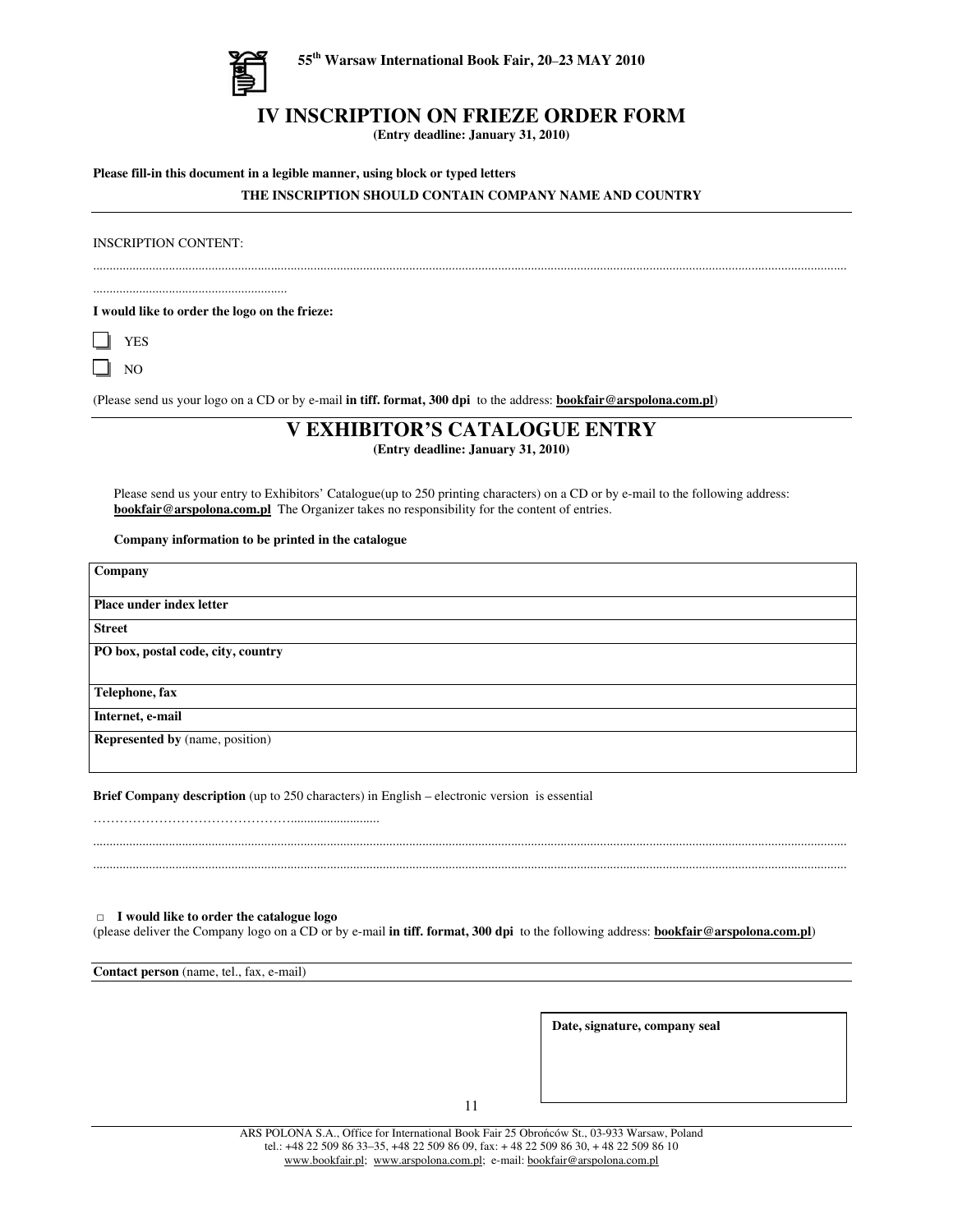55th Warsaw International Book Fair, 20–23 MAY 2010

# IV INSCRIPTION ON FRIEZE ORDER FORM

**(Entry deadline: January 31, 2010)**

**Please fill-in this document in a legible manner, using block or typed letters**

**THE INSCRIPTION SHOULD CONTAIN COMPANY NAME AND COUNTRY**

---

INSCRIPTION CONTENT:

..........................................................................................................................................................................................................

...........................................................

**I would like to order the logo on the frieze:**

☐ YES

☐ NO

(Please send us your logo on a CD or by e-mail **in tiff. format, 300 dpi** to the address: **bookfair@arspolona.com.pl**)

# V EXHIBITOR'S CATALOGUE ENTRY

**(Entry deadline: January 31, 2010)**

Please send us your entry to Exhibitors' Catalogue(up to 250 printing characters) on a CD or by e-mail to the following address: **bookfair@arspolona.com.pl** The Organizer takes no responsibility for the content of entries.

**Company information to be printed in the catalogue**

| **Company** |
|---|
| **Place under index letter** |
| **Street** |
| **PO box, postal code, city, country** |
| **Telephone, fax** |
| **Internet, e-mail** |
| **Represented by** (name, position) |

**Brief Company description** (up to 250 characters) in English – electronic version is essential

…………………………………………........................

..........................................................................................................................................................................................................

..........................................................................................................................................................................................................

□ **I would like to order the catalogue logo**
(please deliver the Company logo on a CD or by e-mail **in tiff. format, 300 dpi** to the following address: **bookfair@arspolona.com.pl**)

**Contact person** (name, tel., fax, e-mail)

| **Date, signature, company seal** |
|---|
| |

ARS POLONA S.A., Office for International Book Fair 25 Obrońców St., 03-933 Warsaw, Poland
tel.: +48 22 509 86 33–35, +48 22 509 86 09, fax: + 48 22 509 86 30, + 48 22 509 86 10
www.bookfair.pl; www.arspolona.com.pl; e-mail: bookfair@arspolona.com.pl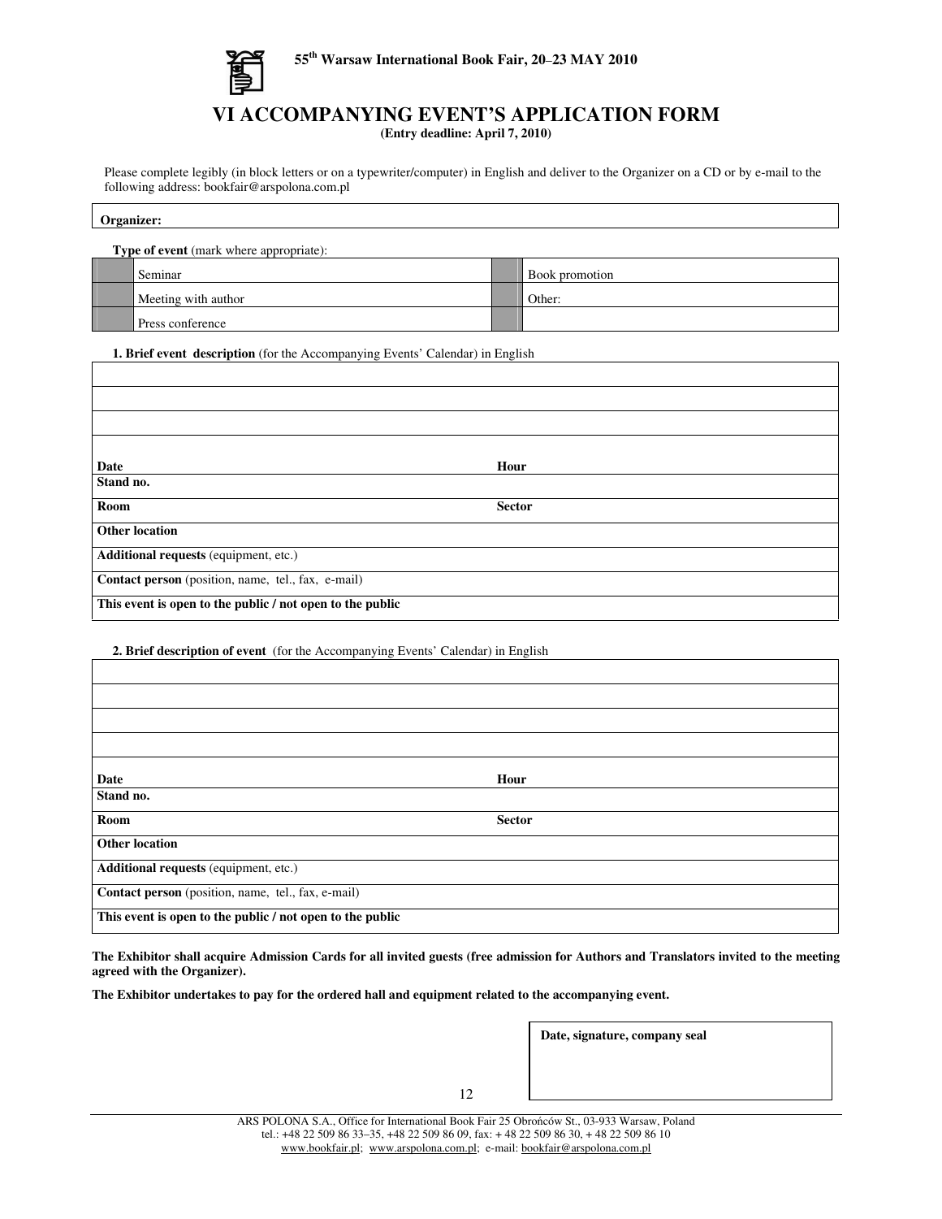55th Warsaw International Book Fair, 20–23 MAY 2010

# VI ACCOMPANYING EVENT'S APPLICATION FORM

**(Entry deadline: April 7, 2010)**

Please complete legibly (in block letters or on a typewriter/computer) in English and deliver to the Organizer on a CD or by e-mail to the following address: bookfair@arspolona.com.pl

| **Organizer:** |
|---|

**Type of event** (mark where appropriate):

| | | | |
|---|---|---|---|
| | Seminar | | Book promotion |
| | Meeting with author | | Other: |
| | Press conference | | |

**1. Brief event description** (for the Accompanying Events' Calendar) in English

| | |
|---|---|
| | |
| | |
| | |
| **Date** | **Hour** |
| **Stand no.** | |
| **Room** | **Sector** |
| **Other location** | |
| **Additional requests** (equipment, etc.) | |
| **Contact person** (position, name, tel., fax, e-mail) | |
| **This event is open to the public / not open to the public** | |

**2. Brief description of event** (for the Accompanying Events' Calendar) in English

| | |
|---|---|
| | |
| | |
| | |
| | |
| **Date** | **Hour** |
| **Stand no.** | |
| **Room** | **Sector** |
| **Other location** | |
| **Additional requests** (equipment, etc.) | |
| **Contact person** (position, name, tel., fax, e-mail) | |
| **This event is open to the public / not open to the public** | |

**The Exhibitor shall acquire Admission Cards for all invited guests (free admission for Authors and Translators invited to the meeting agreed with the Organizer).**

**The Exhibitor undertakes to pay for the ordered hall and equipment related to the accompanying event.**

| **Date, signature, company seal** |
|---|

ARS POLONA S.A., Office for International Book Fair 25 Obrońców St., 03-933 Warsaw, Poland
tel.: +48 22 509 86 33–35, +48 22 509 86 09, fax: + 48 22 509 86 30, + 48 22 509 86 10
www.bookfair.pl; www.arspolona.com.pl; e-mail: bookfair@arspolona.com.pl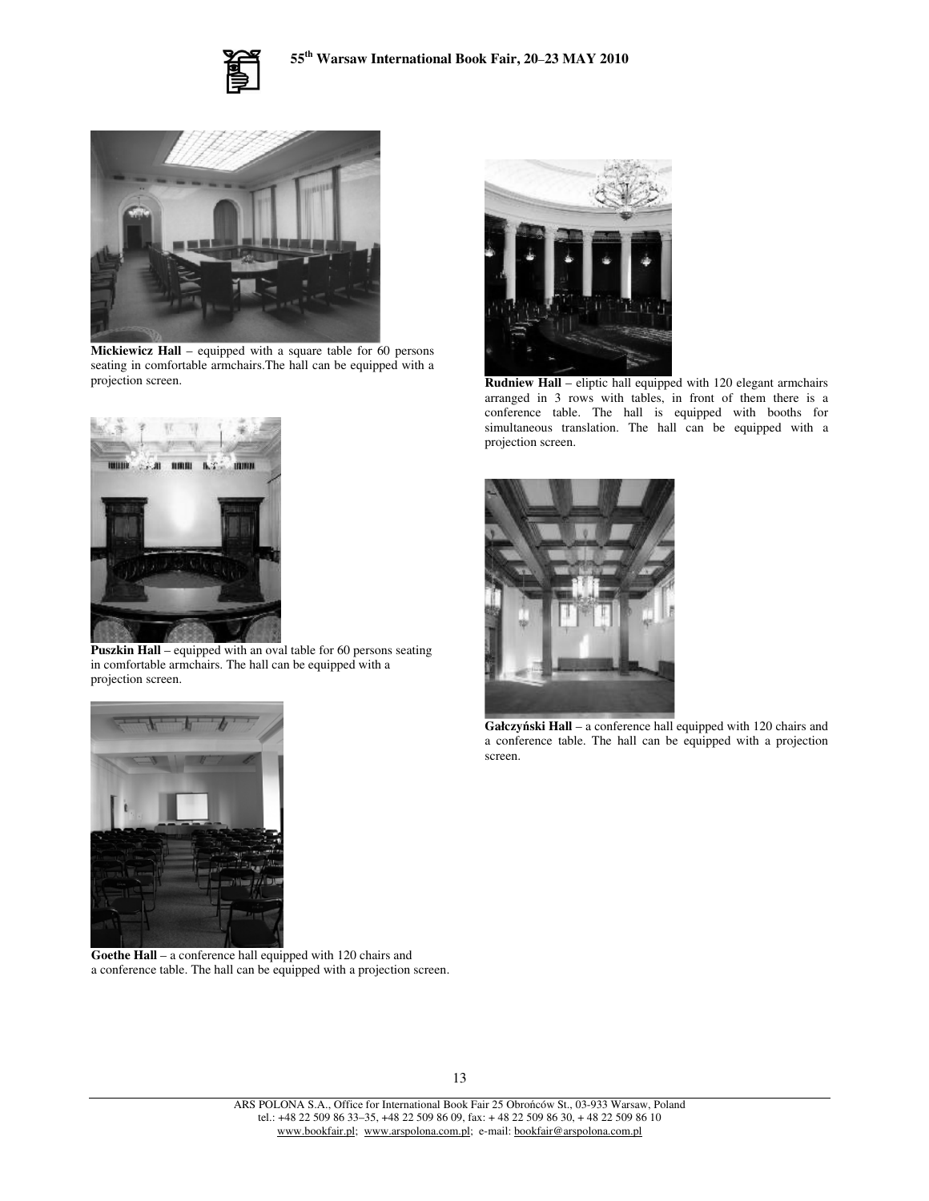**Mickiewicz Hall** – equipped with a square table for 60 persons seating in comfortable armchairs.The hall can be equipped with a projection screen.

**Puszkin Hall** – equipped with an oval table for 60 persons seating in comfortable armchairs. The hall can be equipped with a projection screen.

**Goethe Hall** – a conference hall equipped with 120 chairs and a conference table. The hall can be equipped with a projection screen.

**Rudniew Hall** – eliptic hall equipped with 120 elegant armchairs arranged in 3 rows with tables, in front of them there is a conference table. The hall is equipped with booths for simultaneous translation. The hall can be equipped with a projection screen.

**Gałczyński Hall** – a conference hall equipped with 120 chairs and a conference table. The hall can be equipped with a projection screen.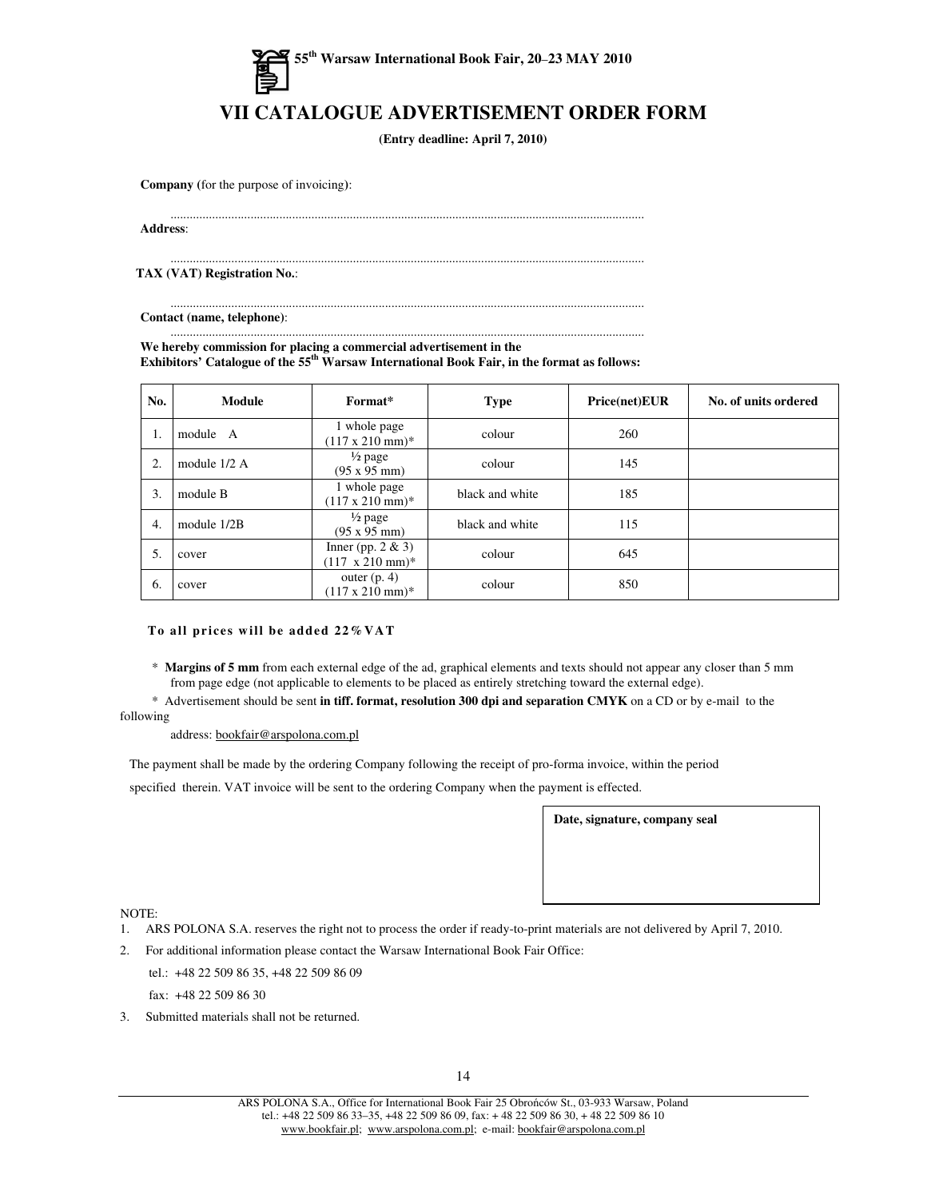55th Warsaw International Book Fair, 20–23 MAY 2010

# VII CATALOGUE ADVERTISEMENT ORDER FORM

**(Entry deadline: April 7, 2010)**

**Company** (for the purpose of invoicing):

.....................................................................................................................................................

**Address**:

.....................................................................................................................................................

**TAX (VAT) Registration No.**:

.....................................................................................................................................................

**Contact (name, telephone)**:

.....................................................................................................................................................

**We hereby commission for placing a commercial advertisement in the Exhibitors' Catalogue of the 55th Warsaw International Book Fair, in the format as follows:**

| No. | Module | Format* | Type | Price(net)EUR | No. of units ordered |
|---|---|---|---|---|---|
| 1. | module A | 1 whole page (117 x 210 mm)* | colour | 260 | |
| 2. | module 1/2 A | ½ page (95 x 95 mm) | colour | 145 | |
| 3. | module B | 1 whole page (117 x 210 mm)* | black and white | 185 | |
| 4. | module 1/2B | ½ page (95 x 95 mm) | black and white | 115 | |
| 5. | cover | Inner (pp. 2 & 3) (117 x 210 mm)* | colour | 645 | |
| 6. | cover | outer (p. 4) (117 x 210 mm)* | colour | 850 | |

**To all prices will be added 22%VAT**

\* **Margins of 5 mm** from each external edge of the ad, graphical elements and texts should not appear any closer than 5 mm from page edge (not applicable to elements to be placed as entirely stretching toward the external edge).

\* Advertisement should be sent **in tiff. format, resolution 300 dpi and separation CMYK** on a CD or by e-mail to the following address: bookfair@arspolona.com.pl

The payment shall be made by the ordering Company following the receipt of pro-forma invoice, within the period specified therein. VAT invoice will be sent to the ordering Company when the payment is effected.

**Date, signature, company seal**

NOTE:

1. ARS POLONA S.A. reserves the right not to process the order if ready-to-print materials are not delivered by April 7, 2010.
2. For additional information please contact the Warsaw International Book Fair Office:

   tel.: +48 22 509 86 35, +48 22 509 86 09

   fax: +48 22 509 86 30
3. Submitted materials shall not be returned.

ARS POLONA S.A., Office for International Book Fair 25 Obrońców St., 03-933 Warsaw, Poland
tel.: +48 22 509 86 33–35, +48 22 509 86 09, fax: + 48 22 509 86 30, + 48 22 509 86 10
www.bookfair.pl; www.arspolona.com.pl; e-mail: bookfair@arspolona.com.pl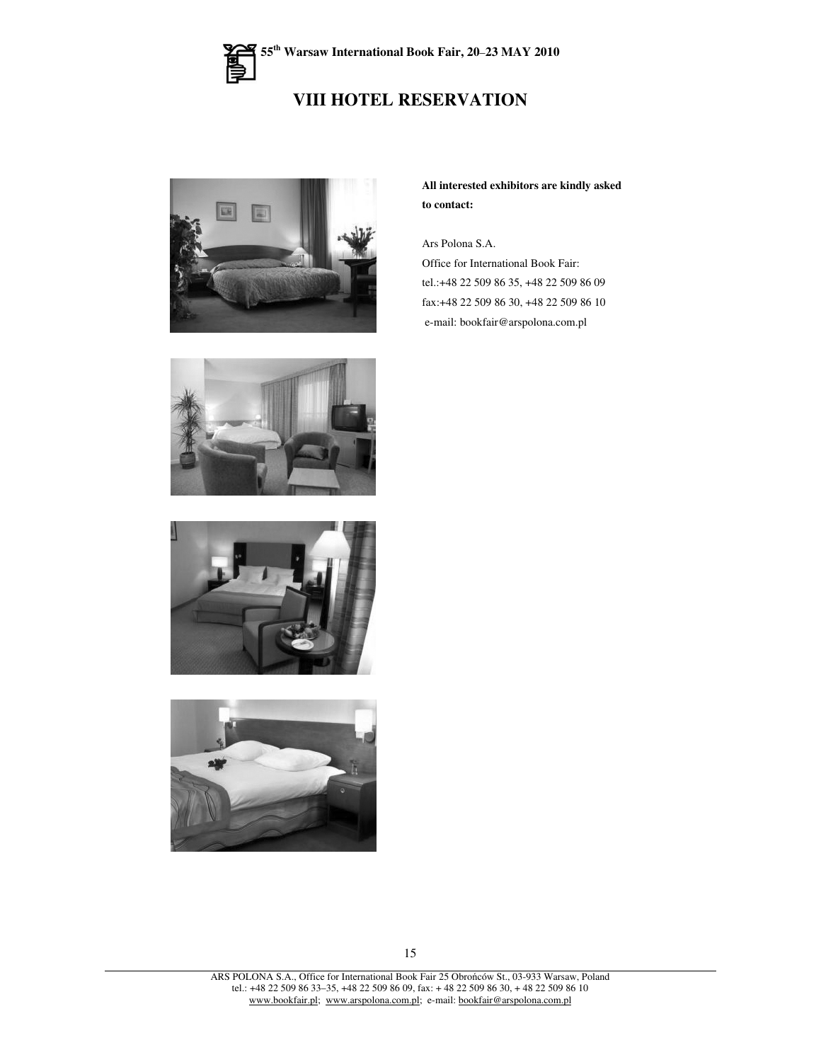# VIII HOTEL RESERVATION

**All interested exhibitors are kindly asked to contact:**

Ars Polona S.A.
Office for International Book Fair:
tel.:+48 22 509 86 35, +48 22 509 86 09
fax:+48 22 509 86 30, +48 22 509 86 10
e-mail: bookfair@arspolona.com.pl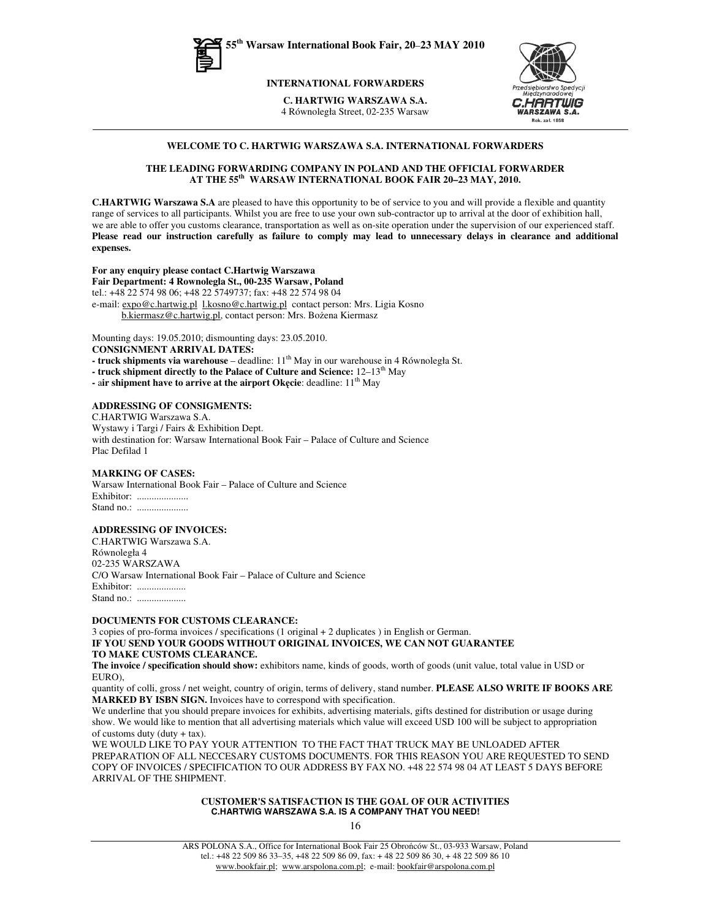**55th Warsaw International Book Fair, 20–23 MAY 2010**

**INTERNATIONAL FORWARDERS**

**C. HARTWIG WARSZAWA S.A.**
4 Równoległa Street, 02-235 Warsaw

Przedsiębiorstwo Spedycji Międzynarodowej C.HARTWIG WARSZAWA S.A. Rok. zał. 1858

## WELCOME TO C. HARTWIG WARSZAWA S.A. INTERNATIONAL FORWARDERS

### THE LEADING FORWARDING COMPANY IN POLAND AND THE OFFICIAL FORWARDER AT THE 55th WARSAW INTERNATIONAL BOOK FAIR 20–23 MAY, 2010.

**C.HARTWIG Warszawa S.A** are pleased to have this opportunity to be of service to you and will provide a flexible and quantity range of services to all participants. Whilst you are free to use your own sub-contractor up to arrival at the door of exhibition hall, we are able to offer you customs clearance, transportation as well as on-site operation under the supervision of our experienced staff. **Please read our instruction carefully as failure to comply may lead to unnecessary delays in clearance and additional expenses.**

**For any enquiry please contact C.Hartwig Warszawa**
**Fair Department: 4 Rownolegla St., 00-235 Warsaw, Poland**
tel.: +48 22 574 98 06; +48 22 5749737; fax: +48 22 574 98 04
e-mail: expo@c.hartwig.pl l.kosno@c.hartwig.pl contact person: Mrs. Ligia Kosno
b.kiermasz@c.hartwig.pl, contact person: Mrs. Bożena Kiermasz

Mounting days: 19.05.2010; dismounting days: 23.05.2010.

**CONSIGNMENT ARRIVAL DATES:**

- **truck shipments via warehouse** – deadline: 11th May in our warehouse in 4 Równoległa St.
- **truck shipment directly to the Palace of Culture and Science:** 12–13th May
- **air shipment have to arrive at the airport Okęcie**: deadline: 11th May

**ADDRESSING OF CONSIGMENTS:**

C.HARTWIG Warszawa S.A.
Wystawy i Targi / Fairs & Exhibition Dept.
with destination for: Warsaw International Book Fair – Palace of Culture and Science
Plac Defilad 1

**MARKING OF CASES:**

Warsaw International Book Fair – Palace of Culture and Science
Exhibitor: .....................
Stand no.: .....................

**ADDRESSING OF INVOICES:**

C.HARTWIG Warszawa S.A.
Równoległa 4
02-235 WARSZAWA
C/O Warsaw International Book Fair – Palace of Culture and Science
Exhibitor: ....................
Stand no.: ....................

**DOCUMENTS FOR CUSTOMS CLEARANCE:**

3 copies of pro-forma invoices / specifications (1 original + 2 duplicates ) in English or German.

**IF YOU SEND YOUR GOODS WITHOUT ORIGINAL INVOICES, WE CAN NOT GUARANTEE TO MAKE CUSTOMS CLEARANCE.**

**The invoice / specification should show:** exhibitors name, kinds of goods, worth of goods (unit value, total value in USD or EURO),
quantity of colli, gross / net weight, country of origin, terms of delivery, stand number. **PLEASE ALSO WRITE IF BOOKS ARE MARKED BY ISBN SIGN.** Invoices have to correspond with specification.

We underline that you should prepare invoices for exhibits, advertising materials, gifts destined for distribution or usage during show. We would like to mention that all advertising materials which value will exceed USD 100 will be subject to appropriation of customs duty (duty + tax).

WE WOULD LIKE TO PAY YOUR ATTENTION TO THE FACT THAT TRUCK MAY BE UNLOADED AFTER PREPARATION OF ALL NECCESARY CUSTOMS DOCUMENTS. FOR THIS REASON YOU ARE REQUESTED TO SEND COPY OF INVOICES / SPECIFICATION TO OUR ADDRESS BY FAX NO. +48 22 574 98 04 AT LEAST 5 DAYS BEFORE ARRIVAL OF THE SHIPMENT.

**CUSTOMER'S SATISFACTION IS THE GOAL OF OUR ACTIVITIES**
**C.HARTWIG WARSZAWA S.A. IS A COMPANY THAT YOU NEED!**

ARS POLONA S.A., Office for International Book Fair 25 Obrońców St., 03-933 Warsaw, Poland
tel.: +48 22 509 86 33–35, +48 22 509 86 09, fax: + 48 22 509 86 30, + 48 22 509 86 10
www.bookfair.pl; www.arspolona.com.pl; e-mail: bookfair@arspolona.com.pl